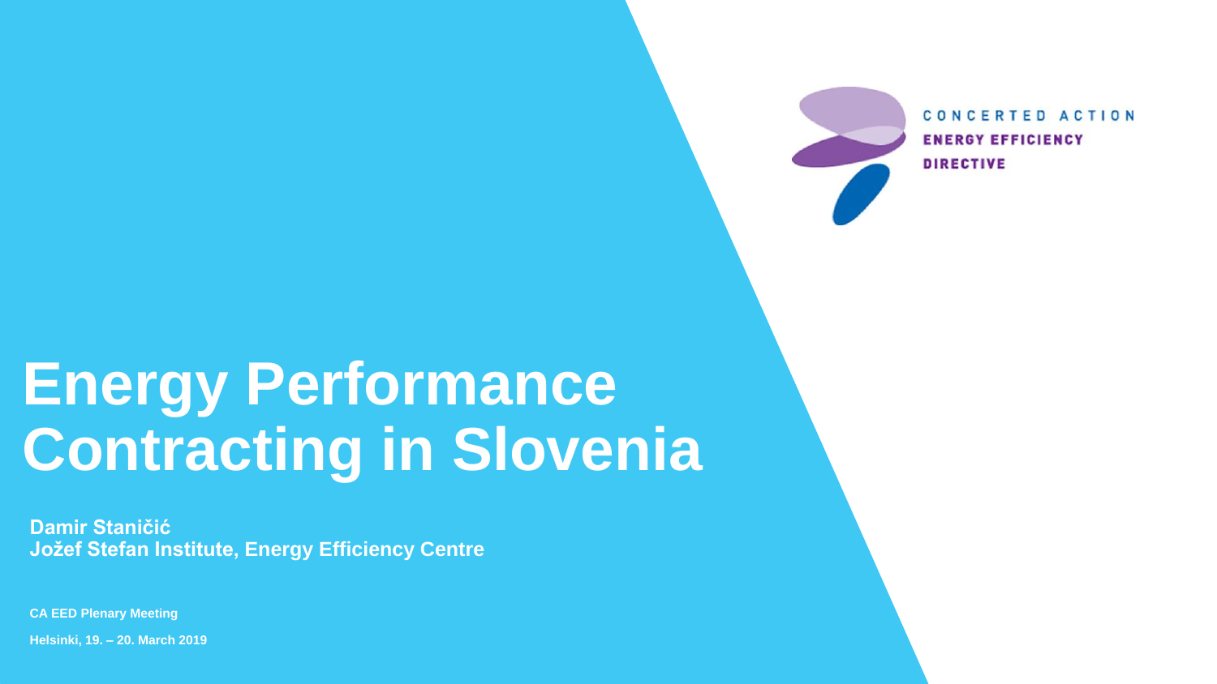CONCERTED ACTION
ENERGY EFFICIENCY
DIRECTIVE

# Energy Performance Contracting in Slovenia

**Damir Staničić**
**Jožef Stefan Institute, Energy Efficiency Centre**

**CA EED Plenary Meeting**

**Helsinki, 19. – 20. March 2019**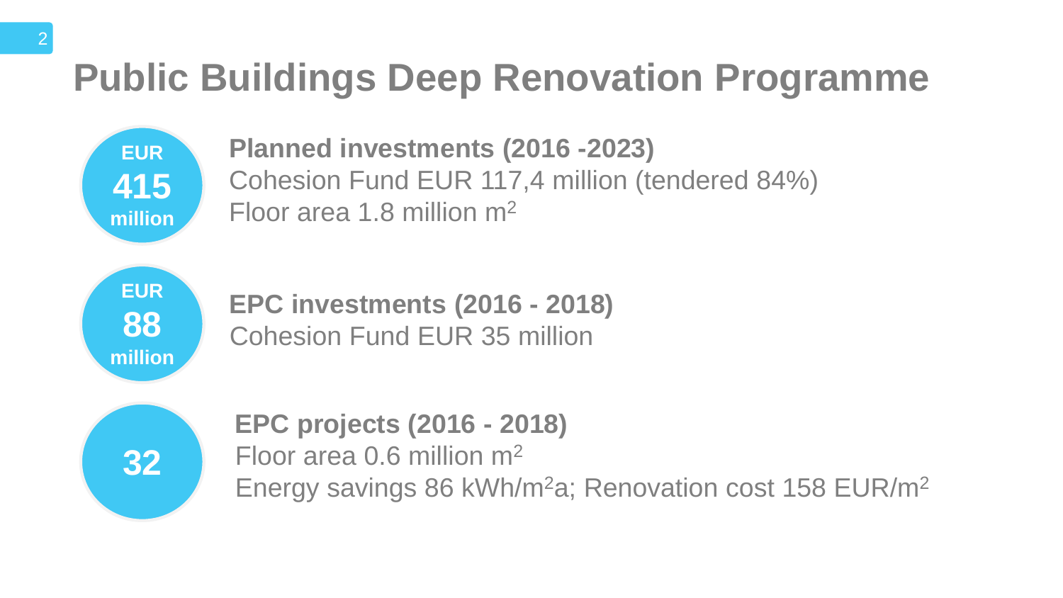# Public Buildings Deep Renovation Programme

**EUR 415 million**

**Planned investments (2016 -2023)**
Cohesion Fund EUR 117,4 million (tendered 84%)
Floor area 1.8 million $m^2$

**EUR 88 million**

**EPC investments (2016 - 2018)**
Cohesion Fund EUR 35 million

**32**

**EPC projects (2016 - 2018)**
Floor area 0.6 million $m^2$
Energy savings 86 $kWh/m^2a$; Renovation cost 158 $EUR/m^2$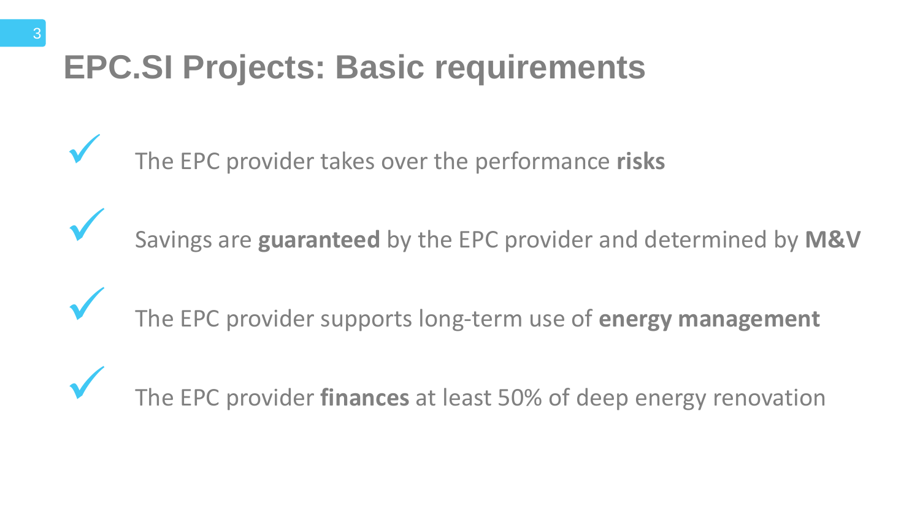# EPC.SI Projects: Basic requirements

- ✓ The EPC provider takes over the performance **risks**
- ✓ Savings are **guaranteed** by the EPC provider and determined by **M&V**
- ✓ The EPC provider supports long-term use of **energy management**
- ✓ The EPC provider **finances** at least 50% of deep energy renovation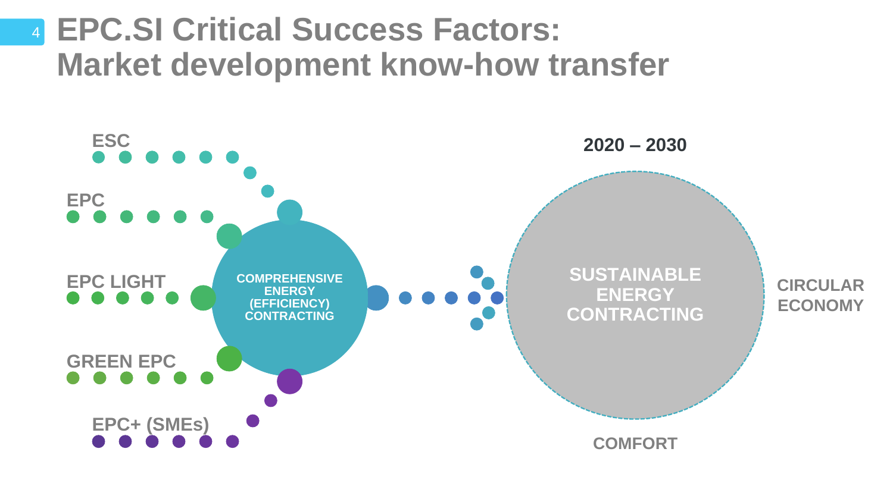# EPC.SI Critical Success Factors: Market development know-how transfer

ESC

EPC

EPC LIGHT

GREEN EPC

EPC+ (SMEs)

COMPREHENSIVE ENERGY (EFFICIENCY) CONTRACTING

2020 – 2030

SUSTAINABLE ENERGY CONTRACTING

CIRCULAR ECONOMY

COMFORT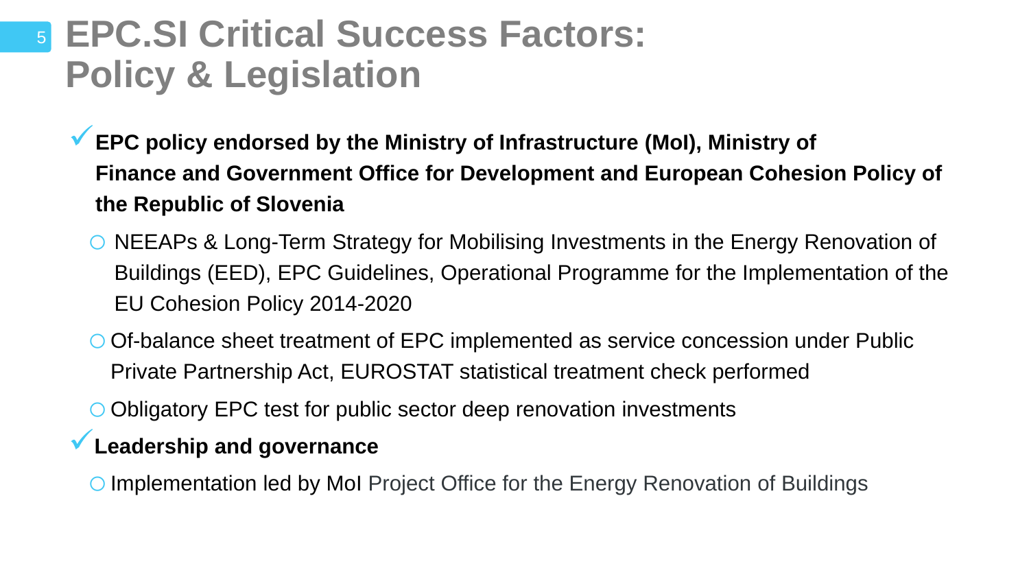# EPC.SI Critical Success Factors: Policy & Legislation

- **EPC policy endorsed by the Ministry of Infrastructure (MoI), Ministry of Finance and Government Office for Development and European Cohesion Policy of the Republic of Slovenia**
  - NEEAPs & Long-Term Strategy for Mobilising Investments in the Energy Renovation of Buildings (EED), EPC Guidelines, Operational Programme for the Implementation of the EU Cohesion Policy 2014-2020
  - Of-balance sheet treatment of EPC implemented as service concession under Public Private Partnership Act, EUROSTAT statistical treatment check performed
  - Obligatory EPC test for public sector deep renovation investments
- **Leadership and governance**
  - Implementation led by MoI Project Office for the Energy Renovation of Buildings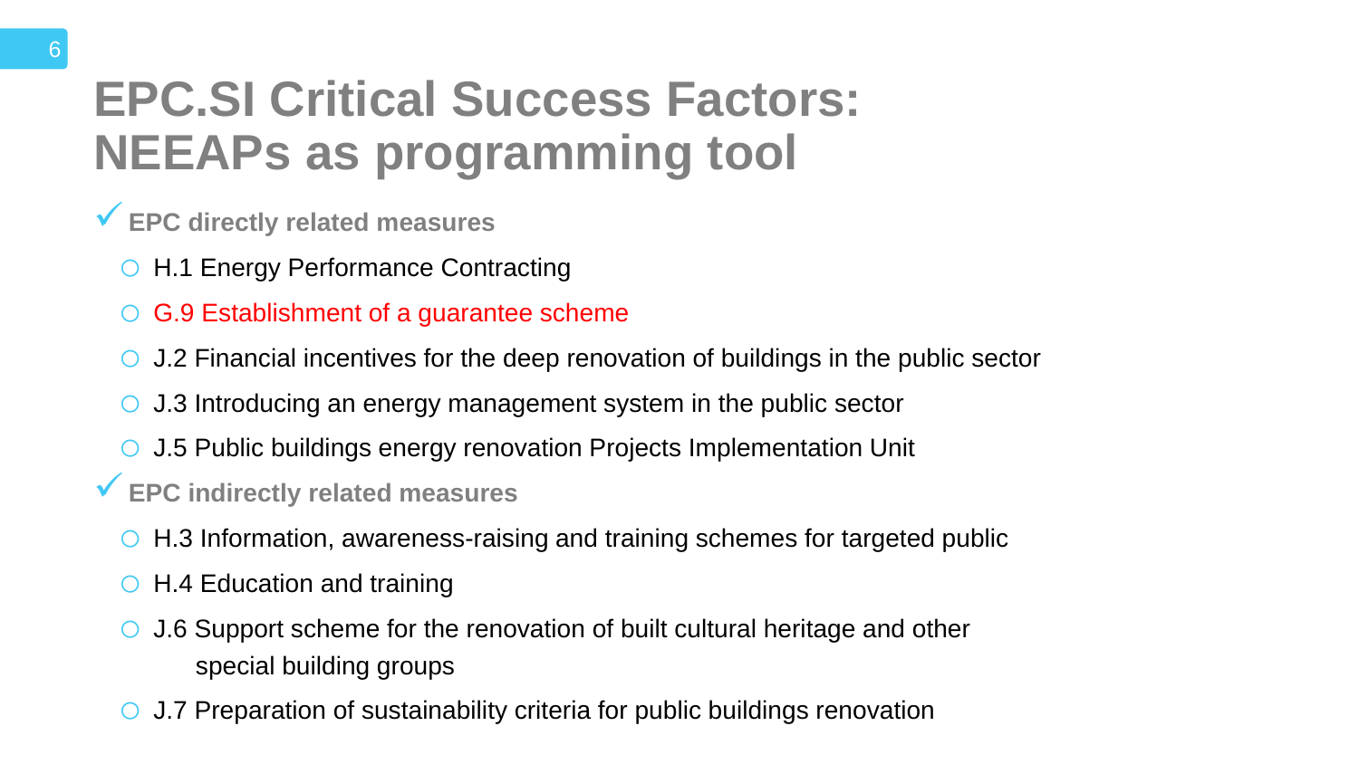# EPC.SI Critical Success Factors: NEEAPs as programming tool

✓ **EPC directly related measures**

- H.1 Energy Performance Contracting
- G.9 Establishment of a guarantee scheme
- J.2 Financial incentives for the deep renovation of buildings in the public sector
- J.3 Introducing an energy management system in the public sector
- J.5 Public buildings energy renovation Projects Implementation Unit

✓ **EPC indirectly related measures**

- H.3 Information, awareness-raising and training schemes for targeted public
- H.4 Education and training
- J.6 Support scheme for the renovation of built cultural heritage and other special building groups
- J.7 Preparation of sustainability criteria for public buildings renovation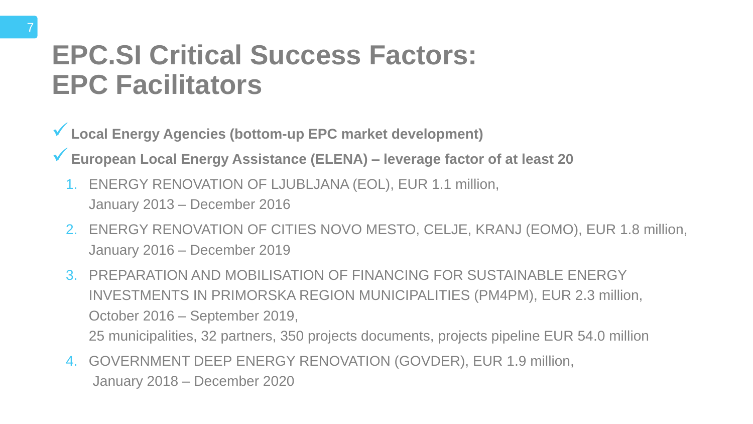# EPC.SI Critical Success Factors: EPC Facilitators

✓ **Local Energy Agencies (bottom-up EPC market development)**

✓ **European Local Energy Assistance (ELENA) – leverage factor of at least 20**

1. ENERGY RENOVATION OF LJUBLJANA (EOL), EUR 1.1 million,
   January 2013 – December 2016
2. ENERGY RENOVATION OF CITIES NOVO MESTO, CELJE, KRANJ (EOMO), EUR 1.8 million,
   January 2016 – December 2019
3. PREPARATION AND MOBILISATION OF FINANCING FOR SUSTAINABLE ENERGY INVESTMENTS IN PRIMORSKA REGION MUNICIPALITIES (PM4PM), EUR 2.3 million,
   October 2016 – September 2019,
   25 municipalities, 32 partners, 350 projects documents, projects pipeline EUR 54.0 million
4. GOVERNMENT DEEP ENERGY RENOVATION (GOVDER), EUR 1.9 million,
   January 2018 – December 2020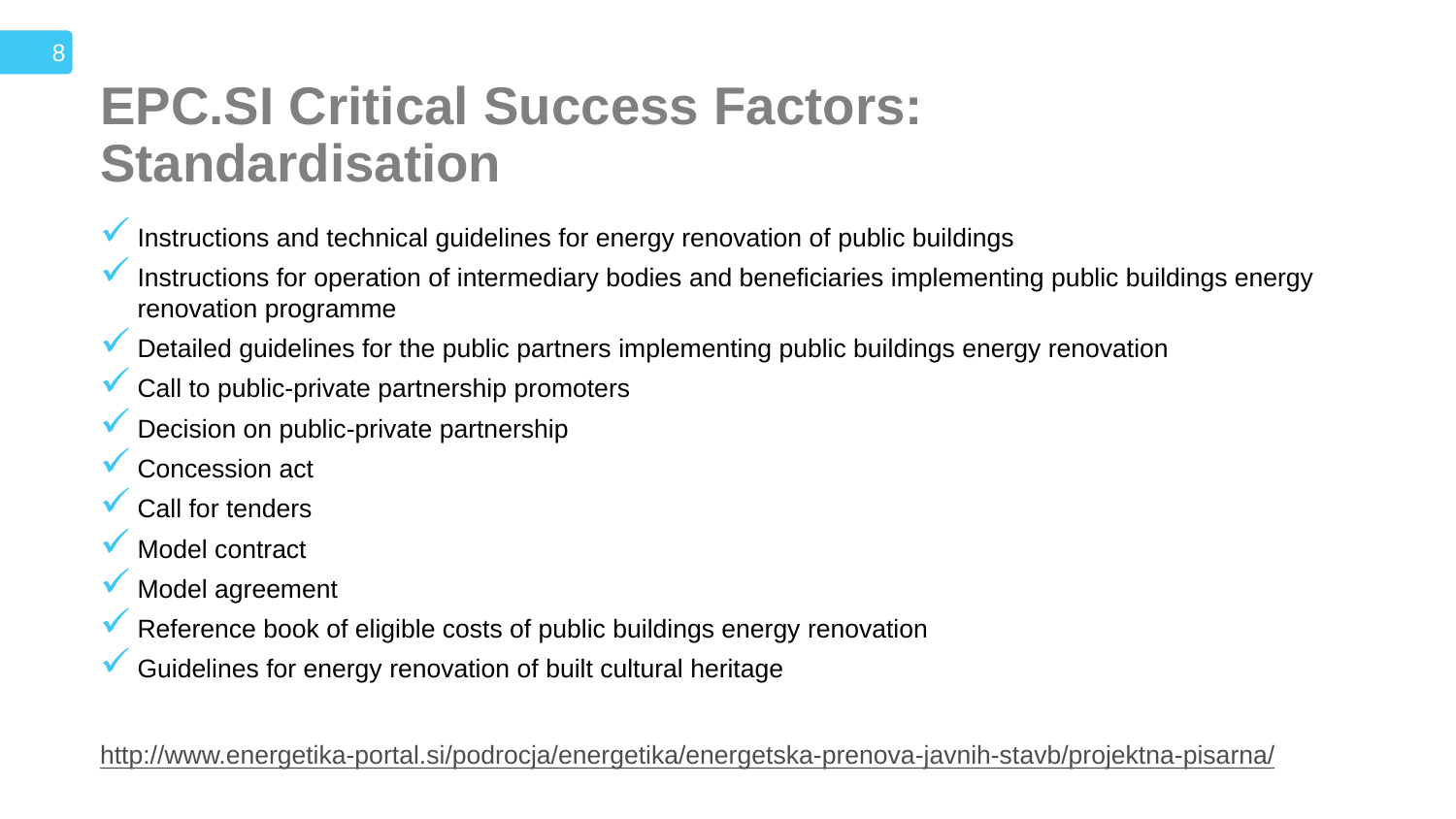# EPC.SI Critical Success Factors: Standardisation

- Instructions and technical guidelines for energy renovation of public buildings
- Instructions for operation of intermediary bodies and beneficiaries implementing public buildings energy renovation programme
- Detailed guidelines for the public partners implementing public buildings energy renovation
- Call to public-private partnership promoters
- Decision on public-private partnership
- Concession act
- Call for tenders
- Model contract
- Model agreement
- Reference book of eligible costs of public buildings energy renovation
- Guidelines for energy renovation of built cultural heritage

http://www.energetika-portal.si/podrocja/energetika/energetska-prenova-javnih-stavb/projektna-pisarna/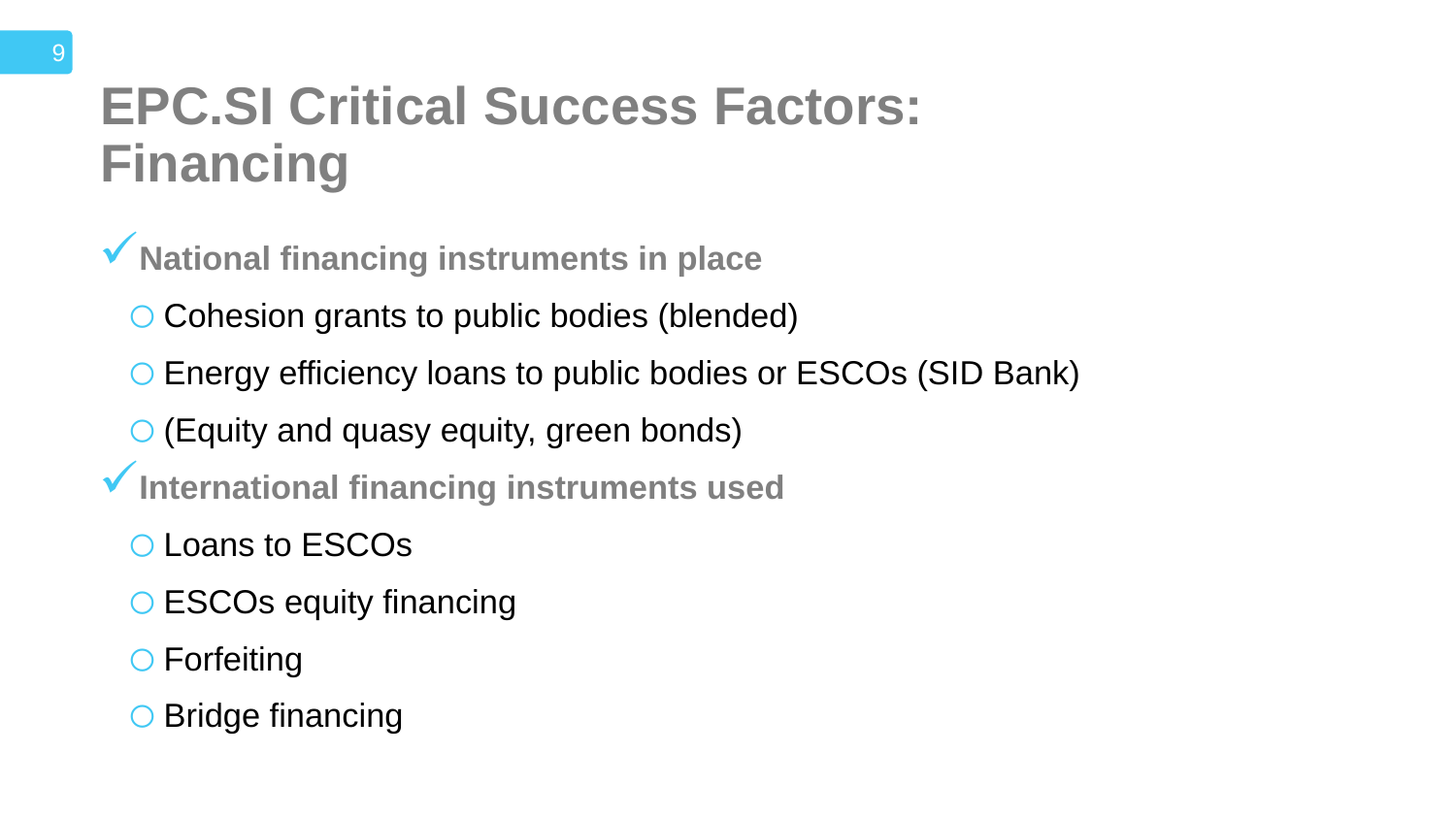# EPC.SI Critical Success Factors: Financing

✓ **National financing instruments in place**

- Cohesion grants to public bodies (blended)
- Energy efficiency loans to public bodies or ESCOs (SID Bank)
- (Equity and quasy equity, green bonds)

✓ **International financing instruments used**

- Loans to ESCOs
- ESCOs equity financing
- Forfeiting
- Bridge financing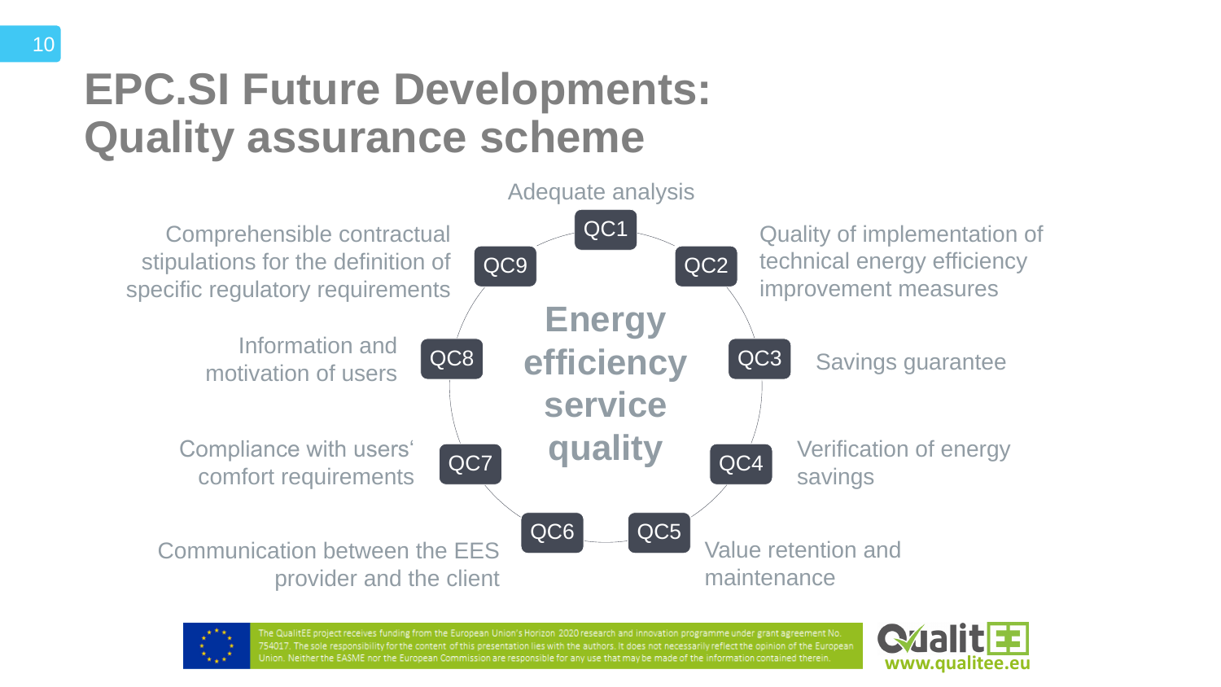# EPC.SI Future Developments: Quality assurance scheme

**Energy efficiency service quality**

- **QC1** – Adequate analysis
- **QC2** – Quality of implementation of technical energy efficiency improvement measures
- **QC3** – Savings guarantee
- **QC4** – Verification of energy savings
- **QC5** – Value retention and maintenance
- **QC6** – Communication between the EES provider and the client
- **QC7** – Compliance with users' comfort requirements
- **QC8** – Information and motivation of users
- **QC9** – Comprehensible contractual stipulations for the definition of specific regulatory requirements

The QualitEE project receives funding from the European Union's Horizon 2020 research and innovation programme under grant agreement No. 754017. The sole responsibility for the content of this presentation lies with the authors. It does not necessarily reflect the opinion of the European Union. Neither the EASME nor the European Commission are responsible for any use that may be made of the information contained therein.

QualitEE www.qualitee.eu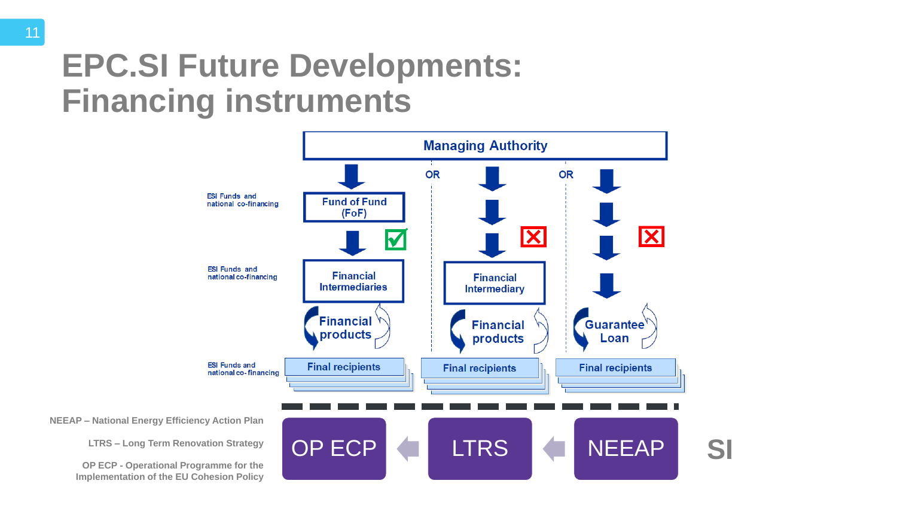# EPC.SI Future Developments: Financing instruments

Managing Authority

OR | OR

ESI Funds and national co-financing — Fund of Fund (FoF) ☑

ESI Funds and national co-financing — Financial Intermediaries | Financial Intermediary ☒ | ☒

Financial products | Financial products | Guarantee Loan

ESI Funds and national co-financing — Final recipients | Final recipients | Final recipients

OP ECP ← LTRS ← NEEAP — SI

NEEAP – National Energy Efficiency Action Plan

LTRS – Long Term Renovation Strategy

OP ECP - Operational Programme for the Implementation of the EU Cohesion Policy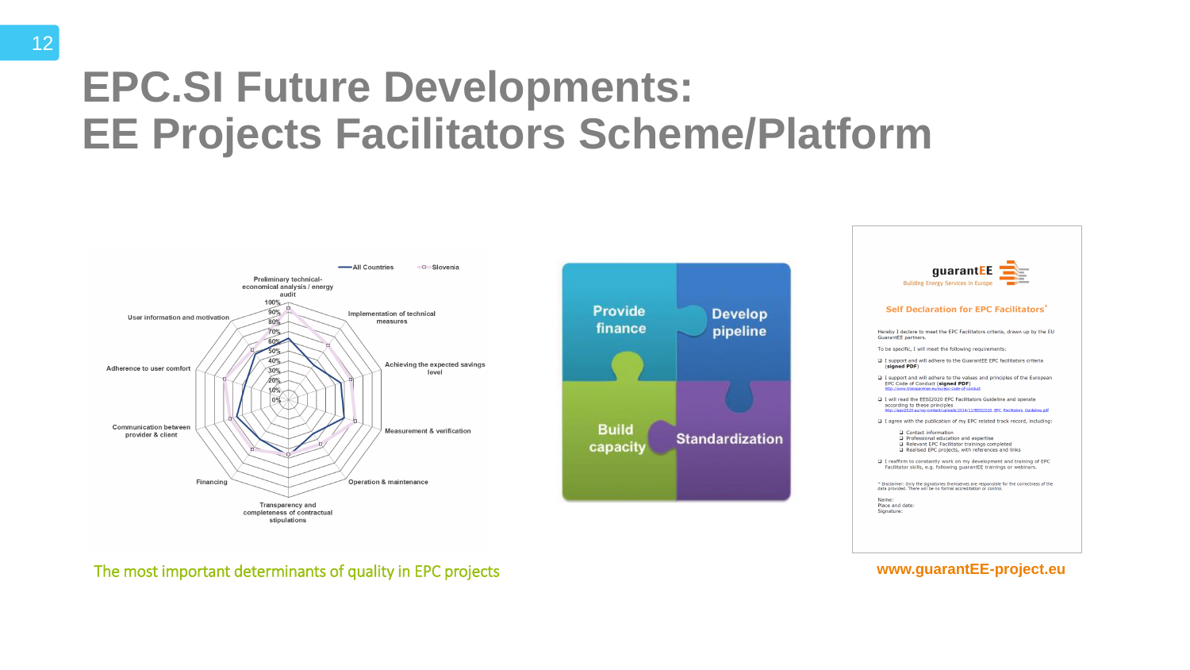# EPC.SI Future Developments: EE Projects Facilitators Scheme/Platform

All Countries | Slovenia

Preliminary technical-economical analysis / energy audit

Implementation of technical measures

Achieving the expected savings level

Measurement & verification

Operation & maintenance

Transparency and completeness of contractual stipulations

Financing

Communication between provider & client

Adherence to user comfort

User information and motivation

0% 10% 20% 30% 40% 50% 60% 70% 80% 90% 100%

The most important determinants of quality in EPC projects

Provide finance

Develop pipeline

Build capacity

Standardization

guarantEE

Building Energy Services in Europe

**Self Declaration for EPC Facilitators***

Hereby I declare to meet the EPC Facilitators criteria, drawn up by the EU GuarantEE partners.

To be specific, I will meet the following requirements:

- I support and will adhere to the GuarantEE EPC facilitators criteria (**signed PDF**)
- I support and will adhere to the values and principles of the European EPC Code of Conduct (**signed PDF**)
  http://www.transparense.eu/eu/epc-code-of-conduct
- I will read the EESI2020 EPC Facilitators Guideline and operate according to these principles
  http://eesi2020.eu/wp-content/uploads/2014/11/EESI2020_EPC_Facilitators_Guideline.pdf
- I agree with the publication of my EPC related track record, including:
  - Contact information
  - Professional education and expertise
  - Relevant EPC Facilitator trainings completed
  - Realised EPC projects, with references and links
- I reaffirm to constantly work on my development and training of EPC Facilitator skills, e.g. following guarantEE trainings or webinars.

* Disclaimer: Only the signatories themselves are responsible for the correctness of the data provided. There will be no formal accreditation or control.

Name:
Place and date:
Signature:

www.guarantEE-project.eu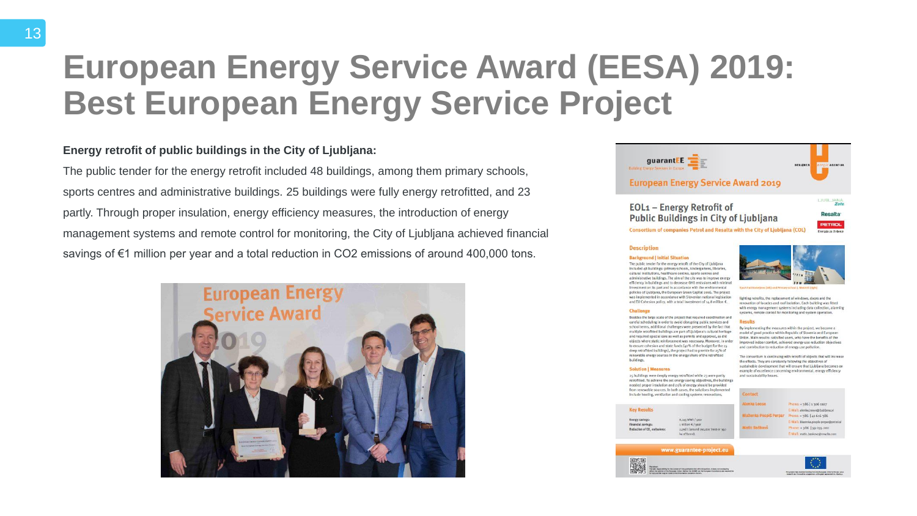# European Energy Service Award (EESA) 2019: Best European Energy Service Project

**Energy retrofit of public buildings in the City of Ljubljana:**

The public tender for the energy retrofit included 48 buildings, among them primary schools, sports centres and administrative buildings. 25 buildings were fully energy retrofitted, and 23 partly. Through proper insulation, energy efficiency measures, the introduction of energy management systems and remote control for monitoring, the City of Ljubljana achieved financial savings of €1 million per year and a total reduction in $CO_2$ emissions of around 400,000 tons.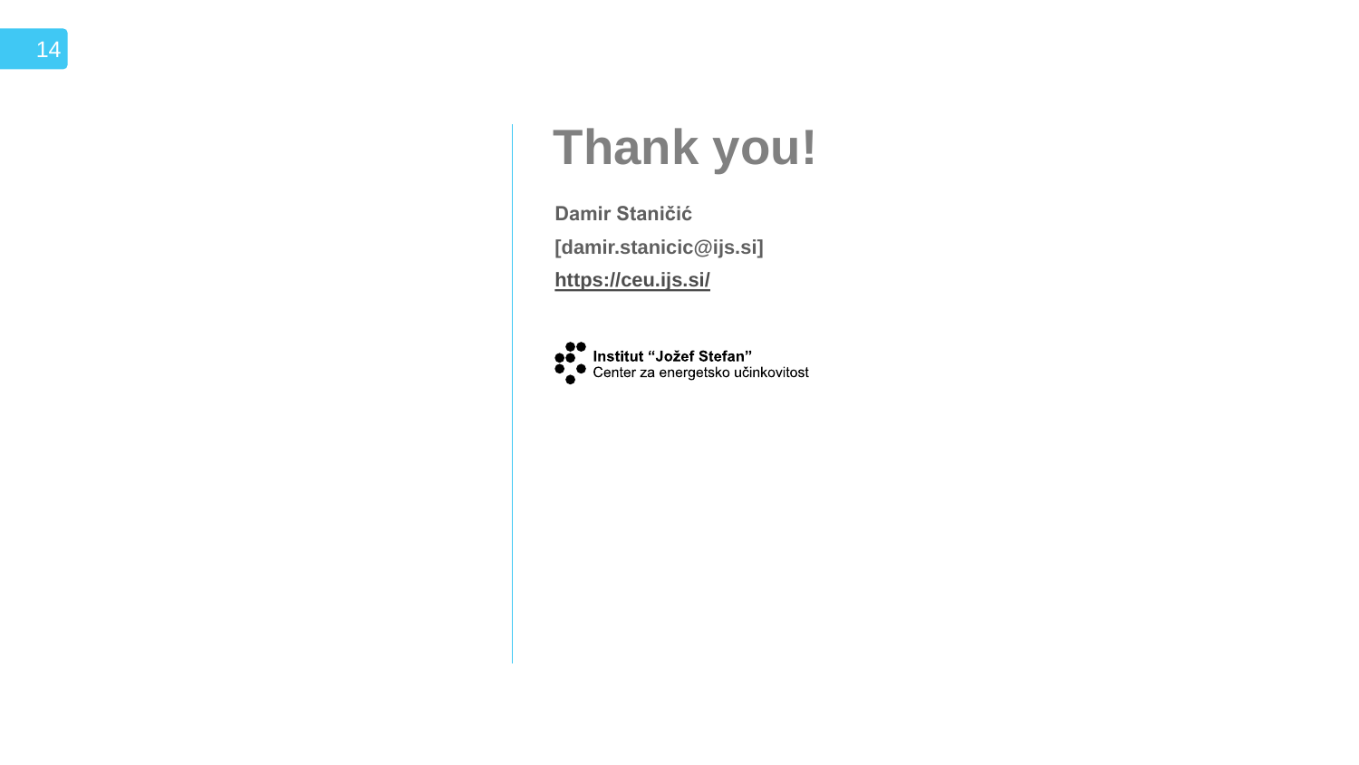# Thank you!

**Damir Staničić**

**[damir.stanicic@ijs.si]**

**https://ceu.ijs.si/**

**Institut "Jožef Stefan"**
Center za energetsko učinkovitost